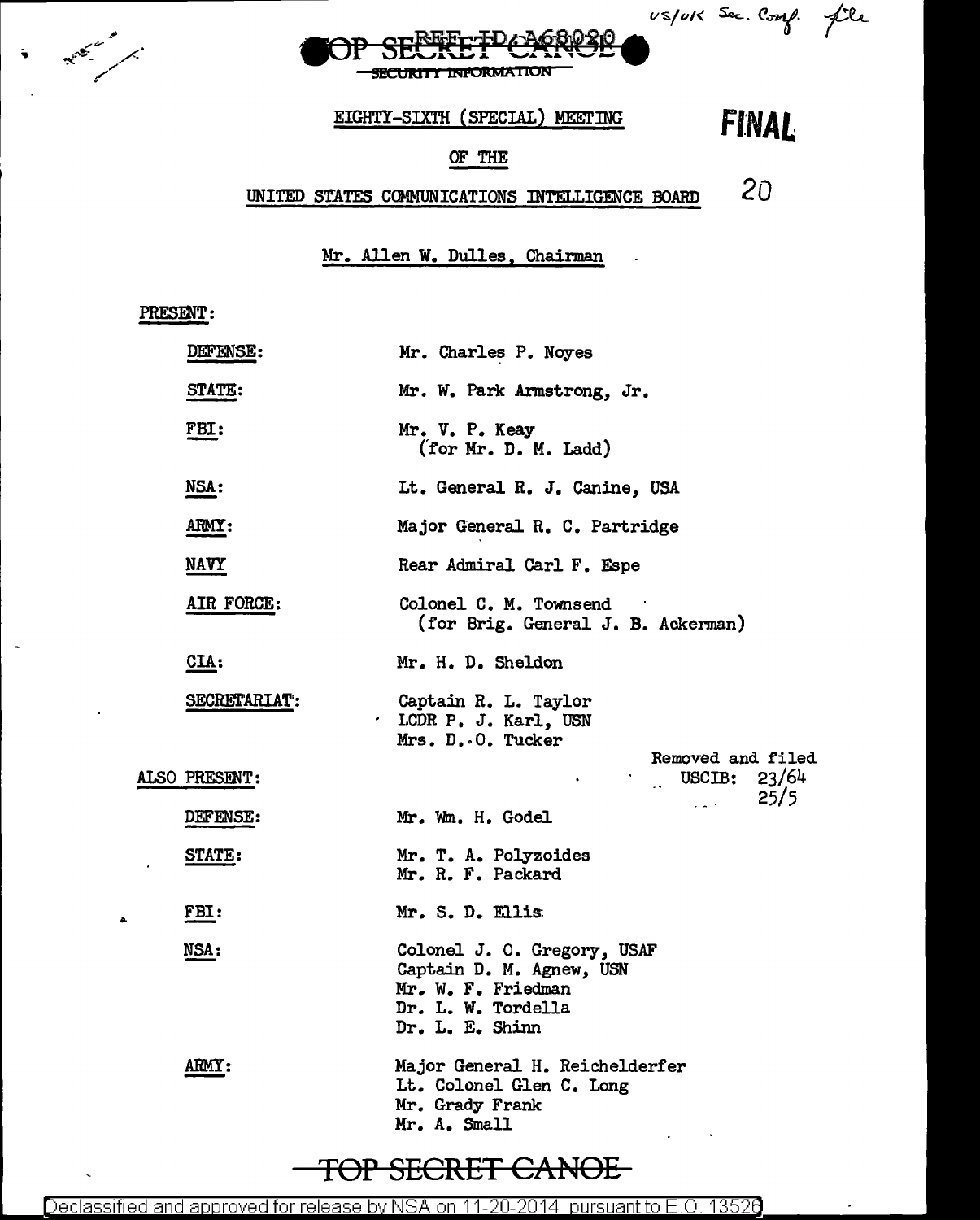US/UK Sec. Conf. file

REF ID:A68020

TOP SECRET CANOE

SECURITY INFORMATION

EIGHTY-SIXTH (SPECIAL) MEETING

**FINAL**

OF THE

UNITED STATES COMMUNICATIONS INTELLIGENCE BOARD

20

Mr. Allen W. Dulles, Chairman

PRESENT:

| | |
|---|---|
| DEFENSE: | Mr. Charles P. Noyes |
| STATE: | Mr. W. Park Armstrong, Jr. |
| FBI: | Mr. V. P. Keay (for Mr. D. M. Ladd) |
| NSA: | Lt. General R. J. Canine, USA |
| ARMY: | Major General R. C. Partridge |
| NAVY | Rear Admiral Carl F. Espe |
| AIR FORCE: | Colonel C. M. Townsend (for Brig. General J. B. Ackerman) |
| CIA: | Mr. H. D. Sheldon |
| SECRETARIAT: | Captain R. L. Taylor<br>LCDR P. J. Karl, USN<br>Mrs. D. O. Tucker |

Removed and filed USCIB: 23/64 25/5

ALSO PRESENT:

| | |
|---|---|
| DEFENSE: | Mr. Wm. H. Godel |
| STATE: | Mr. T. A. Polyzoides<br>Mr. R. F. Packard |
| FBI: | Mr. S. D. Ellis |
| NSA: | Colonel J. O. Gregory, USAF<br>Captain D. M. Agnew, USN<br>Mr. W. F. Friedman<br>Dr. L. W. Tordella<br>Dr. L. E. Shinn |
| ARMY: | Major General H. Reichelderfer<br>Lt. Colonel Glen C. Long<br>Mr. Grady Frank<br>Mr. A. Small |

TOP SECRET CANOE

Declassified and approved for release by NSA on 11-20-2014 pursuant to E.O. 13526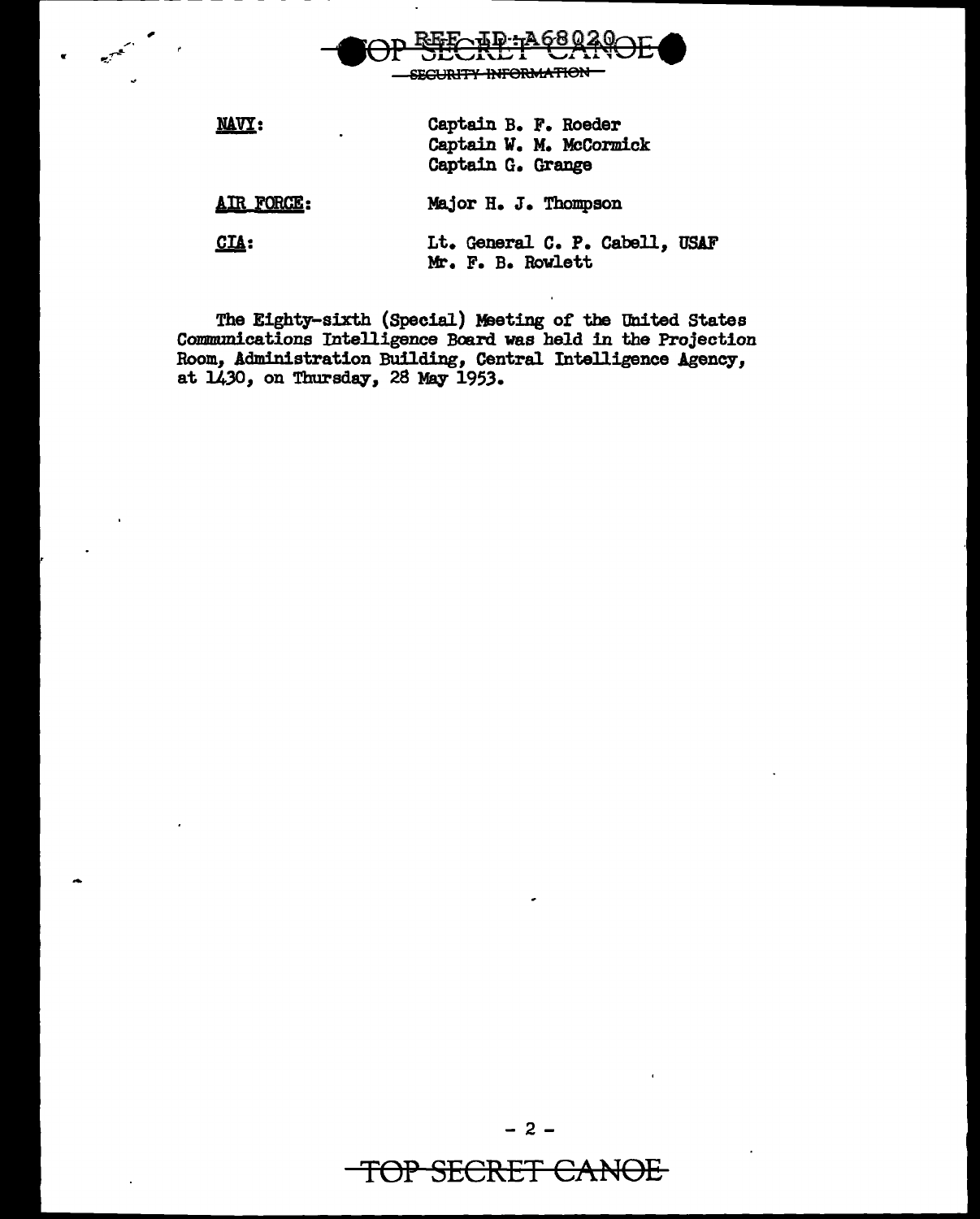NAVY: Captain B. F. Roeder
Captain W. M. McCormick
Captain G. Grange

AIR FORCE: Major H. J. Thompson

CIA: Lt. General C. P. Cabell, USAF
Mr. F. B. Rowlett

The Eighty-sixth (Special) Meeting of the United States Communications Intelligence Board was held in the Projection Room, Administration Building, Central Intelligence Agency, at 1430, on Thursday, 28 May 1953.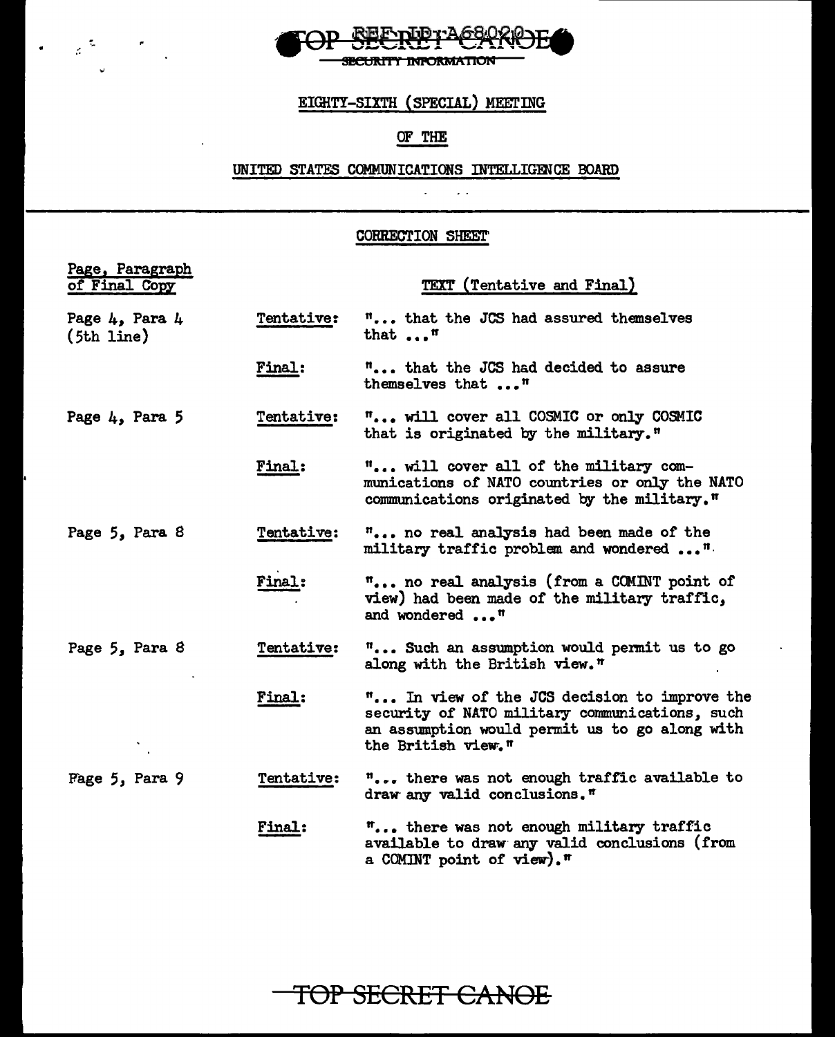TOP SECRET CANOE

SECURITY INFORMATION

EIGHTY-SIXTH (SPECIAL) MEETING

OF THE

UNITED STATES COMMUNICATIONS INTELLIGENCE BOARD

CORRECTION SHEET

| Page, Paragraph of Final Copy | | TEXT (Tentative and Final) |
|---|---|---|
| Page 4, Para 4 (5th line) | Tentative: | "... that the JCS had assured themselves that ..." |
| | Final: | "... that the JCS had decided to assure themselves that ..." |
| Page 4, Para 5 | Tentative: | "... will cover all COSMIC or only COSMIC that is originated by the military." |
| | Final: | "... will cover all of the military communications of NATO countries or only the NATO communications originated by the military." |
| Page 5, Para 8 | Tentative: | "... no real analysis had been made of the military traffic problem and wondered ...". |
| | Final: | "... no real analysis (from a COMINT point of view) had been made of the military traffic, and wondered ..." |
| Page 5, Para 8 | Tentative: | "... Such an assumption would permit us to go along with the British view." |
| | Final: | "... In view of the JCS decision to improve the security of NATO military communications, such an assumption would permit us to go along with the British view." |
| Page 5, Para 9 | Tentative: | "... there was not enough traffic available to draw any valid conclusions." |
| | Final: | "... there was not enough military traffic available to draw any valid conclusions (from a COMINT point of view)." |

TOP SECRET CANOE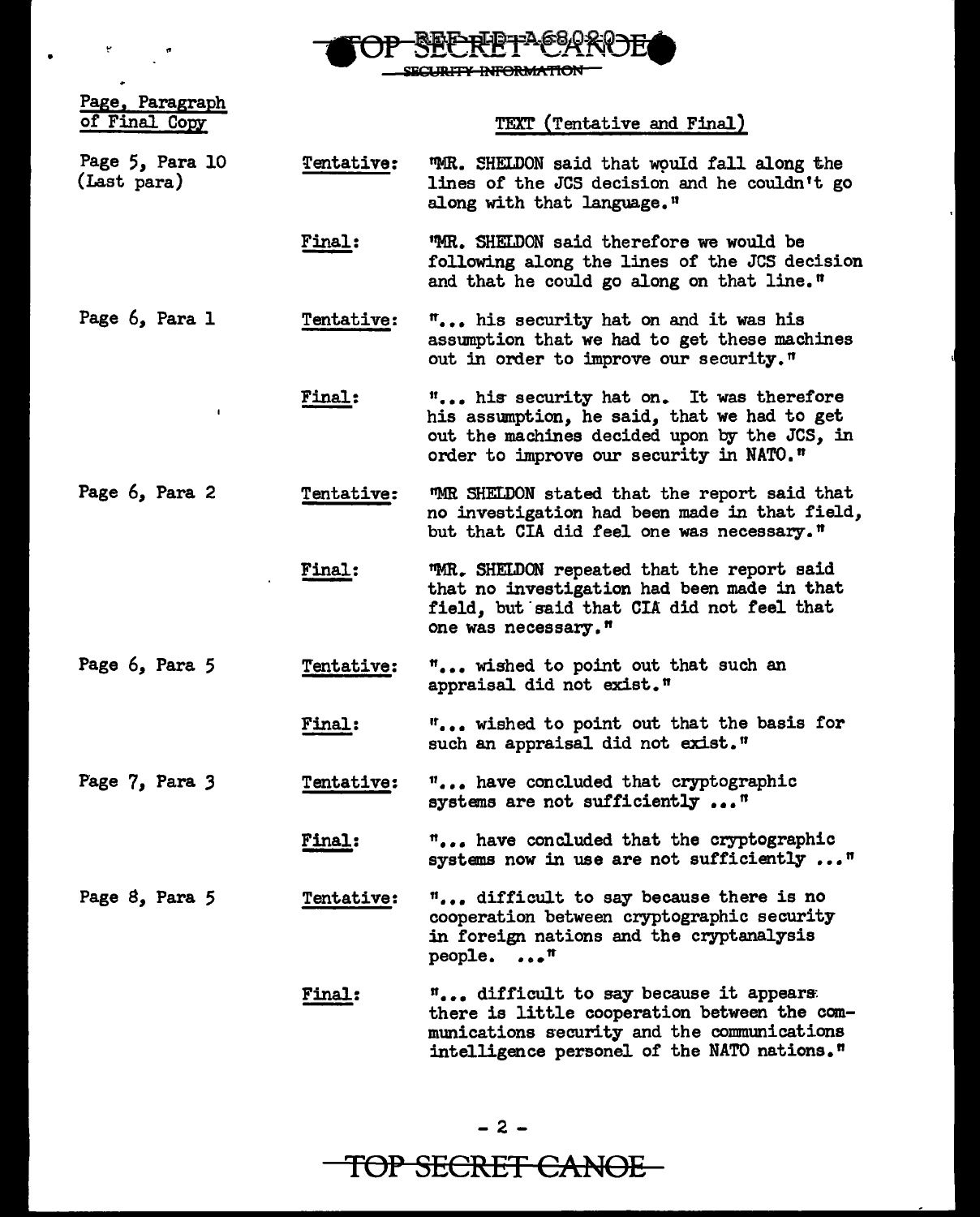**TOP SECRET CANOE**
SECURITY INFORMATION

| Page, Paragraph of Final Copy | | TEXT (Tentative and Final) |
|---|---|---|
| Page 5, Para 10 (Last para) | Tentative: | "MR. SHELDON said that would fall along the lines of the JCS decision and he couldn't go along with that language." |
| | Final: | "MR. SHELDON said therefore we would be following along the lines of the JCS decision and that he could go along on that line." |
| Page 6, Para 1 | Tentative: | "... his security hat on and it was his assumption that we had to get these machines out in order to improve our security." |
| | Final: | "... his security hat on. It was therefore his assumption, he said, that we had to get out the machines decided upon by the JCS, in order to improve our security in NATO." |
| Page 6, Para 2 | Tentative: | "MR SHELDON stated that the report said that no investigation had been made in that field, but that CIA did feel one was necessary." |
| | Final: | "MR. SHELDON repeated that the report said that no investigation had been made in that field, but said that CIA did not feel that one was necessary." |
| Page 6, Para 5 | Tentative: | "... wished to point out that such an appraisal did not exist." |
| | Final: | "... wished to point out that the basis for such an appraisal did not exist." |
| Page 7, Para 3 | Tentative: | "... have concluded that cryptographic systems are not sufficiently ..." |
| | Final: | "... have concluded that the cryptographic systems now in use are not sufficiently ..." |
| Page 8, Para 5 | Tentative: | "... difficult to say because there is no cooperation between cryptographic security in foreign nations and the cryptanalysis people. ..." |
| | Final: | "... difficult to say because it appears there is little cooperation between the communications security and the communications intelligence personel of the NATO nations." |

**TOP SECRET CANOE**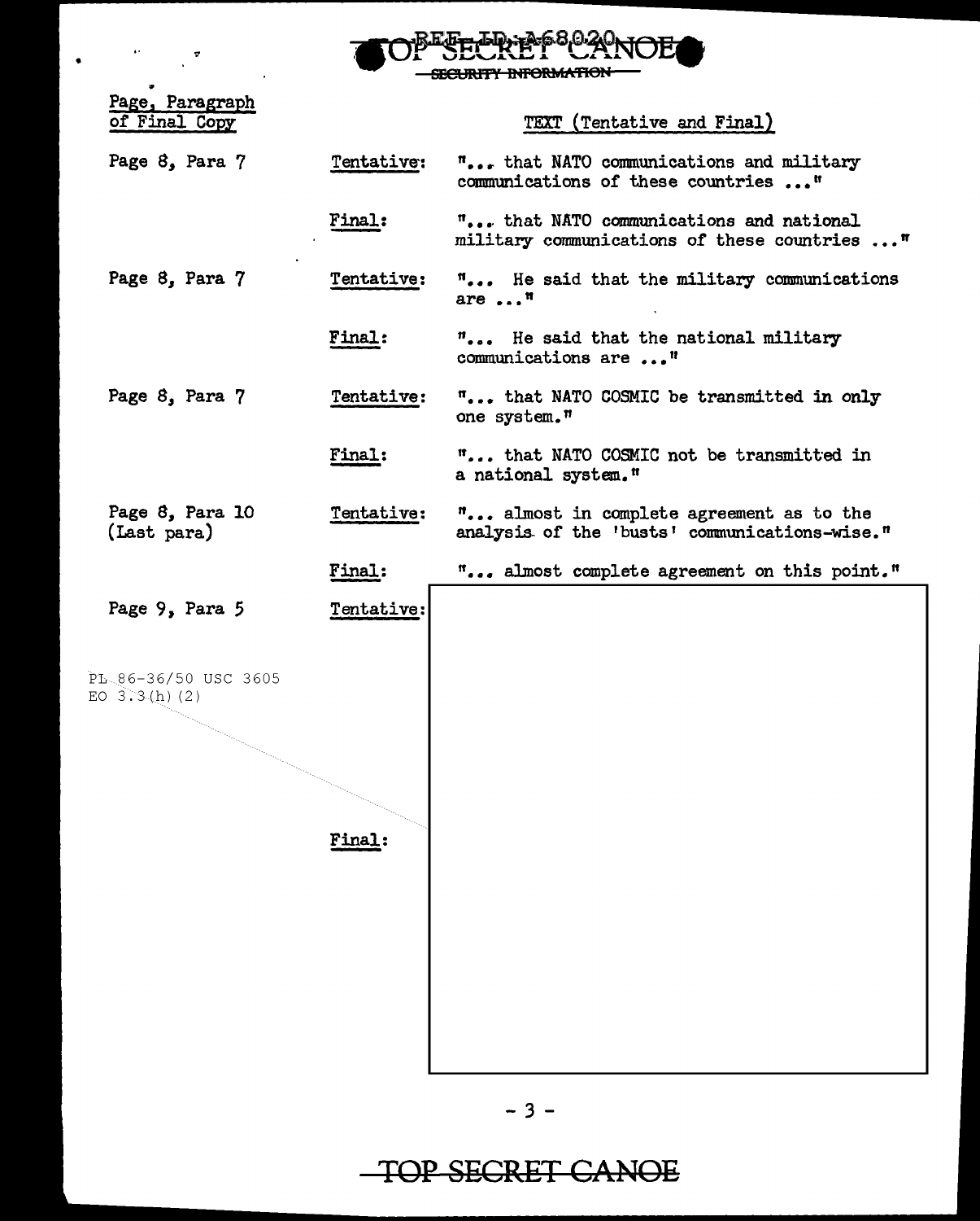TOP SECRET CANOE

SECURITY INFORMATION

| Page, Paragraph of Final Copy | | TEXT (Tentative and Final) |
|---|---|---|
| Page 8, Para 7 | Tentative: | "... that NATO communications and military communications of these countries ..." |
| | Final: | "... that NATO communications and national military communications of these countries ..." |
| Page 8, Para 7 | Tentative: | "... He said that the military communications are ..." |
| | Final: | "... He said that the national military communications are ..." |
| Page 8, Para 7 | Tentative: | "... that NATO COSMIC be transmitted in only one system." |
| | Final: | "... that NATO COSMIC not be transmitted in a national system." |
| Page 8, Para 10 (Last para) | Tentative: | "... almost in complete agreement as to the analysis of the 'busts' communications-wise." |
| | Final: | "... almost complete agreement on this point." |
| Page 9, Para 5 | Tentative: | |
| | Final: | |

PL 86-36/50 USC 3605
EO 3.3(h)(2)

TOP SECRET CANOE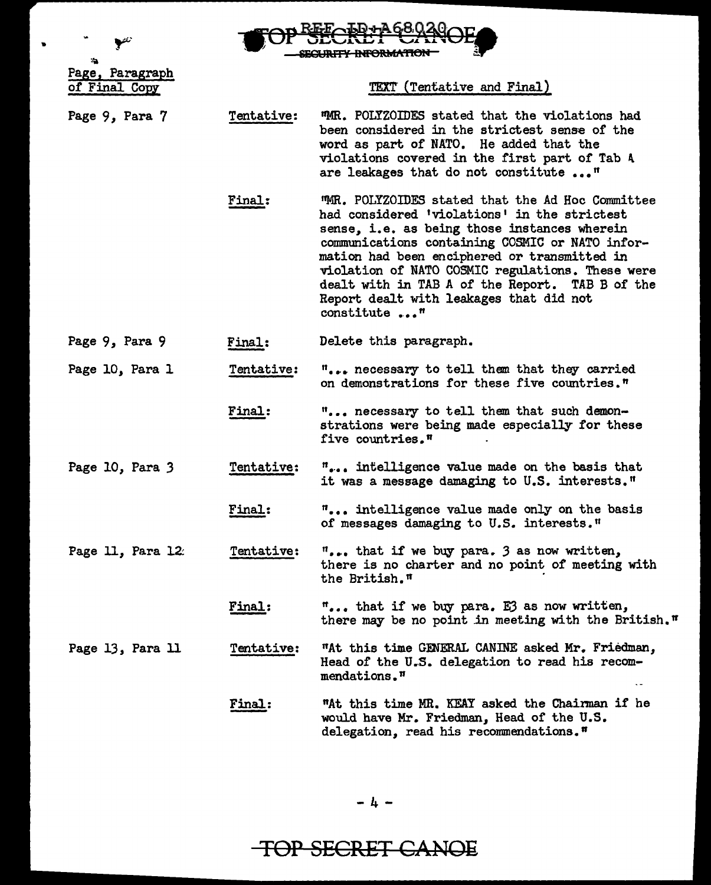| Page, Paragraph of Final Copy | | TEXT (Tentative and Final) |
|---|---|---|
| Page 9, Para 7 | Tentative: | "MR. POLYZOIDES stated that the violations had been considered in the strictest sense of the word as part of NATO. He added that the violations covered in the first part of Tab A are leakages that do not constitute ..." |
| | Final: | "MR. POLYZOIDES stated that the Ad Hoc Committee had considered 'violations' in the strictest sense, i.e. as being those instances wherein communications containing COSMIC or NATO information had been enciphered or transmitted in violation of NATO COSMIC regulations. These were dealt with in TAB A of the Report. TAB B of the Report dealt with leakages that did not constitute ..." |
| Page 9, Para 9 | Final: | Delete this paragraph. |
| Page 10, Para 1 | Tentative: | "... necessary to tell them that they carried on demonstrations for these five countries." |
| | Final: | "... necessary to tell them that such demonstrations were being made especially for these five countries." |
| Page 10, Para 3 | Tentative: | "... intelligence value made on the basis that it was a message damaging to U.S. interests." |
| | Final: | "... intelligence value made only on the basis of messages damaging to U.S. interests." |
| Page 11, Para 12 | Tentative: | "... that if we buy para. 3 as now written, there is no charter and no point of meeting with the British." |
| | Final: | "... that if we buy para. E3 as now written, there may be no point in meeting with the British." |
| Page 13, Para 11 | Tentative: | "At this time GENERAL CANINE asked Mr. Friedman, Head of the U.S. delegation to read his recommendations." |
| | Final: | "At this time MR. KEAY asked the Chairman if he would have Mr. Friedman, Head of the U.S. delegation, read his recommendations." |